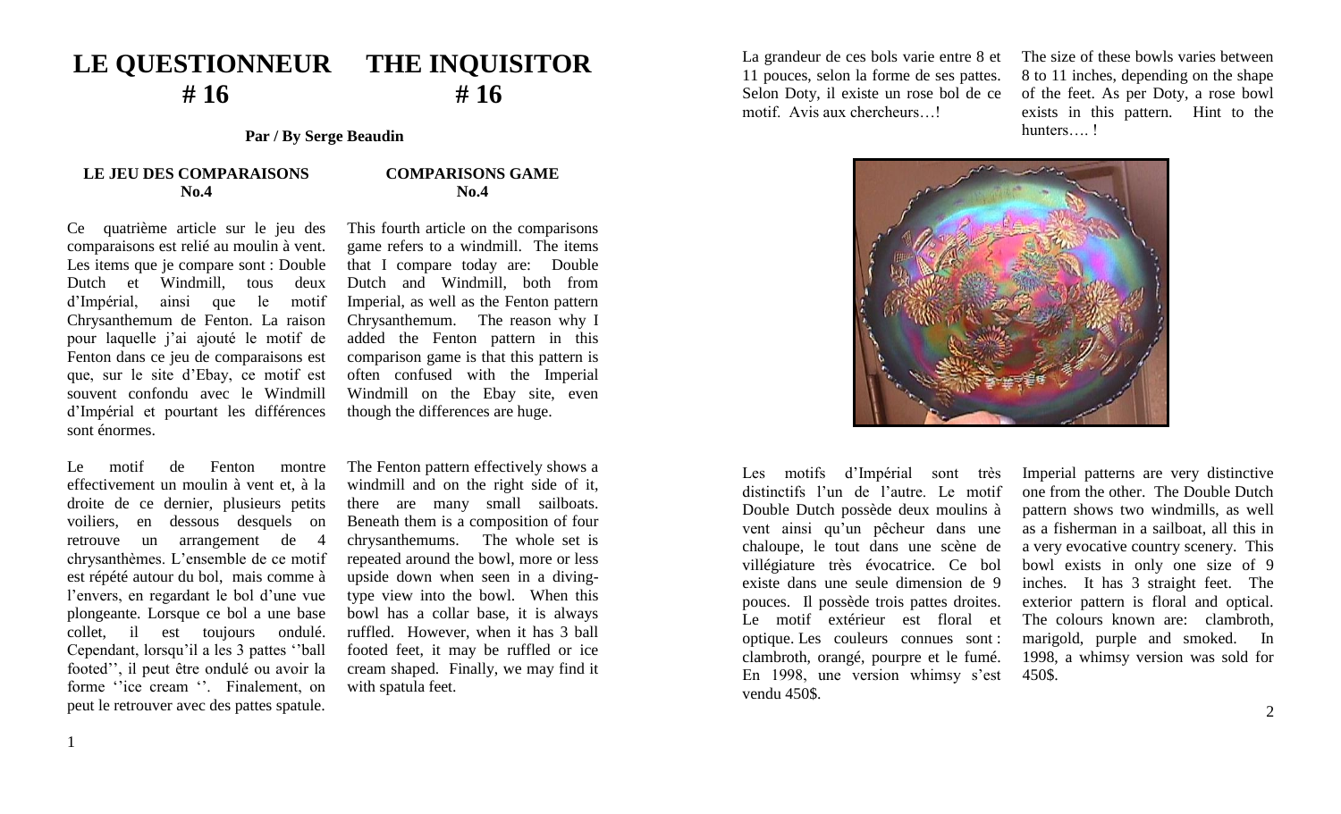# LE QUESTIONNEUR # 16

# THE INQUISITOR # 16

**Par / By Serge Beaudin**

## LE JEU DES COMPARAISONS No.4

Ce quatrième article sur le jeu des comparaisons est relié au moulin à vent. Les items que je compare sont : Double Dutch et Windmill, tous deux d'Impérial, ainsi que le motif Chrysanthemum de Fenton. La raison pour laquelle j'ai ajouté le motif de Fenton dans ce jeu de comparaisons est que, sur le site d'Ebay, ce motif est souvent confondu avec le Windmill d'Impérial et pourtant les différences sont énormes.

Le motif de Fenton montre effectivement un moulin à vent et, à la droite de ce dernier, plusieurs petits voiliers, en dessous desquels on retrouve un arrangement de 4 chrysanthèmes. L'ensemble de ce motif est répété autour du bol, mais comme à l'envers, en regardant le bol d'une vue plongeante. Lorsque ce bol a une base collet, il est toujours ondulé. Cependant, lorsqu'il a les 3 pattes ''ball footed'', il peut être ondulé ou avoir la forme ''ice cream ''. Finalement, on peut le retrouver avec des pattes spatule.

La grandeur de ces bols varie entre 8 et 11 pouces, selon la forme de ses pattes. Selon Doty, il existe un rose bol de ce motif. Avis aux chercheurs…!

Les motifs d'Impérial sont très distinctifs l'un de l'autre. Le motif Double Dutch possède deux moulins à vent ainsi qu'un pêcheur dans une chaloupe, le tout dans une scène de villégiature très évocatrice. Ce bol existe dans une seule dimension de 9 pouces. Il possède trois pattes droites. Le motif extérieur est floral et optique. Les couleurs connues sont : clambroth, orangé, pourpre et le fumé. En 1998, une version whimsy s'est vendu 450$.

## COMPARISONS GAME No.4

This fourth article on the comparisons game refers to a windmill. The items that I compare today are: Double Dutch and Windmill, both from Imperial, as well as the Fenton pattern Chrysanthemum. The reason why I added the Fenton pattern in this comparison game is that this pattern is often confused with the Imperial Windmill on the Ebay site, even though the differences are huge.

The Fenton pattern effectively shows a windmill and on the right side of it, there are many small sailboats. Beneath them is a composition of four chrysanthemums. The whole set is repeated around the bowl, more or less upside down when seen in a diving-type view into the bowl. When this bowl has a collar base, it is always ruffled. However, when it has 3 ball footed feet, it may be ruffled or ice cream shaped. Finally, we may find it with spatula feet.

The size of these bowls varies between 8 to 11 inches, depending on the shape of the feet. As per Doty, a rose bowl exists in this pattern. Hint to the hunters…. !

Imperial patterns are very distinctive one from the other. The Double Dutch pattern shows two windmills, as well as a fisherman in a sailboat, all this in a very evocative country scenery. This bowl exists in only one size of 9 inches. It has 3 straight feet. The exterior pattern is floral and optical. The colours known are: clambroth, marigold, purple and smoked. In 1998, a whimsy version was sold for 450$.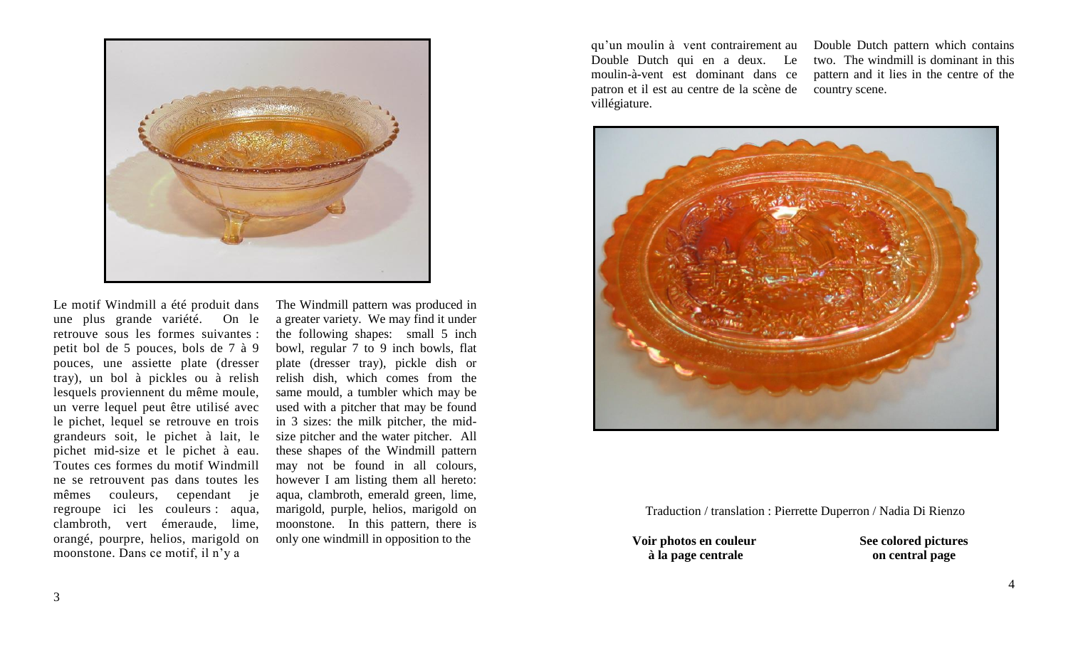Le motif Windmill a été produit dans une plus grande variété. On le retrouve sous les formes suivantes : petit bol de 5 pouces, bols de 7 à 9 pouces, une assiette plate (dresser tray), un bol à pickles ou à relish lesquels proviennent du même moule, un verre lequel peut être utilisé avec le pichet, lequel se retrouve en trois grandeurs soit, le pichet à lait, le pichet mid-size et le pichet à eau. Toutes ces formes du motif Windmill ne se retrouvent pas dans toutes les mêmes couleurs, cependant je regroupe ici les couleurs : aqua, clambroth, vert émeraude, lime, orangé, pourpre, helios, marigold on moonstone. Dans ce motif, il n'y a qu'un moulin à vent contrairement au Double Dutch qui en a deux. Le moulin-à-vent est dominant dans ce patron et il est au centre de la scène de villégiature.

The Windmill pattern was produced in a greater variety. We may find it under the following shapes: small 5 inch bowl, regular 7 to 9 inch bowls, flat plate (dresser tray), pickle dish or relish dish, which comes from the same mould, a tumbler which may be used with a pitcher that may be found in 3 sizes: the milk pitcher, the mid-size pitcher and the water pitcher. All these shapes of the Windmill pattern may not be found in all colours, however I am listing them all hereto: aqua, clambroth, emerald green, lime, marigold, purple, helios, marigold on moonstone. In this pattern, there is only one windmill in opposition to the Double Dutch pattern which contains two. The windmill is dominant in this pattern and it lies in the centre of the country scene.

Traduction / translation : Pierrette Duperron / Nadia Di Rienzo

**Voir photos en couleur à la page centrale**

**See colored pictures on central page**